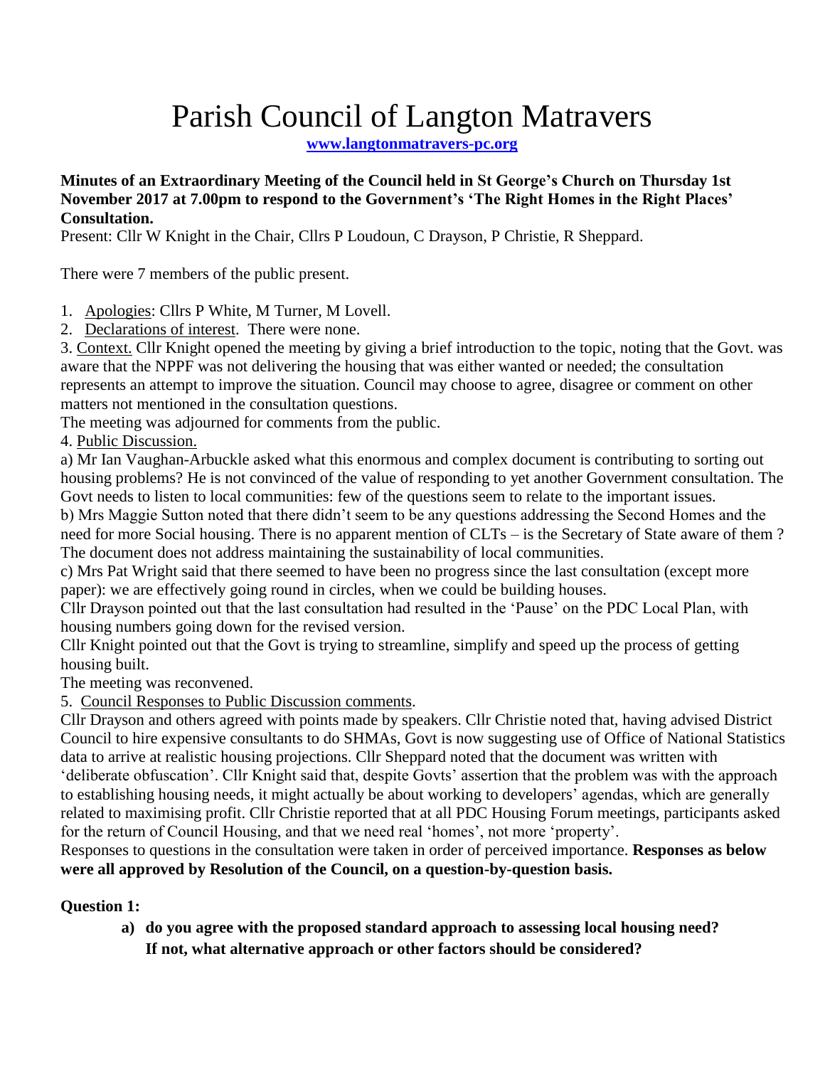# Parish Council of Langton Matravers

**[www.langtonmatravers-pc.org](http://www.langtonmatravers-pc.org)**

**Minutes of an Extraordinary Meeting of the Council held in St George's Church on Thursday 1st November 2017 at 7.00pm to respond to the Government's 'The Right Homes in the Right Places' Consultation.**

Present: Cllr W Knight in the Chair, Cllrs P Loudoun, C Drayson, P Christie, R Sheppard.

There were 7 members of the public present.

1. Apologies: Cllrs P White, M Turner, M Lovell.
2. Declarations of interest. There were none.

3. Context. Cllr Knight opened the meeting by giving a brief introduction to the topic, noting that the Govt. was aware that the NPPF was not delivering the housing that was either wanted or needed; the consultation represents an attempt to improve the situation. Council may choose to agree, disagree or comment on other matters not mentioned in the consultation questions.

The meeting was adjourned for comments from the public.

4. Public Discussion.

a) Mr Ian Vaughan-Arbuckle asked what this enormous and complex document is contributing to sorting out housing problems? He is not convinced of the value of responding to yet another Government consultation. The Govt needs to listen to local communities: few of the questions seem to relate to the important issues.

b) Mrs Maggie Sutton noted that there didn't seem to be any questions addressing the Second Homes and the need for more Social housing. There is no apparent mention of CLTs – is the Secretary of State aware of them ? The document does not address maintaining the sustainability of local communities.

c) Mrs Pat Wright said that there seemed to have been no progress since the last consultation (except more paper): we are effectively going round in circles, when we could be building houses.

Cllr Drayson pointed out that the last consultation had resulted in the 'Pause' on the PDC Local Plan, with housing numbers going down for the revised version.

Cllr Knight pointed out that the Govt is trying to streamline, simplify and speed up the process of getting housing built.

The meeting was reconvened.

5. Council Responses to Public Discussion comments.

Cllr Drayson and others agreed with points made by speakers. Cllr Christie noted that, having advised District Council to hire expensive consultants to do SHMAs, Govt is now suggesting use of Office of National Statistics data to arrive at realistic housing projections. Cllr Sheppard noted that the document was written with 'deliberate obfuscation'. Cllr Knight said that, despite Govts' assertion that the problem was with the approach to establishing housing needs, it might actually be about working to developers' agendas, which are generally related to maximising profit. Cllr Christie reported that at all PDC Housing Forum meetings, participants asked for the return of Council Housing, and that we need real 'homes', not more 'property'.

Responses to questions in the consultation were taken in order of perceived importance. **Responses as below were all approved by Resolution of the Council, on a question-by-question basis.**

**Question 1:**

**a) do you agree with the proposed standard approach to assessing local housing need? If not, what alternative approach or other factors should be considered?**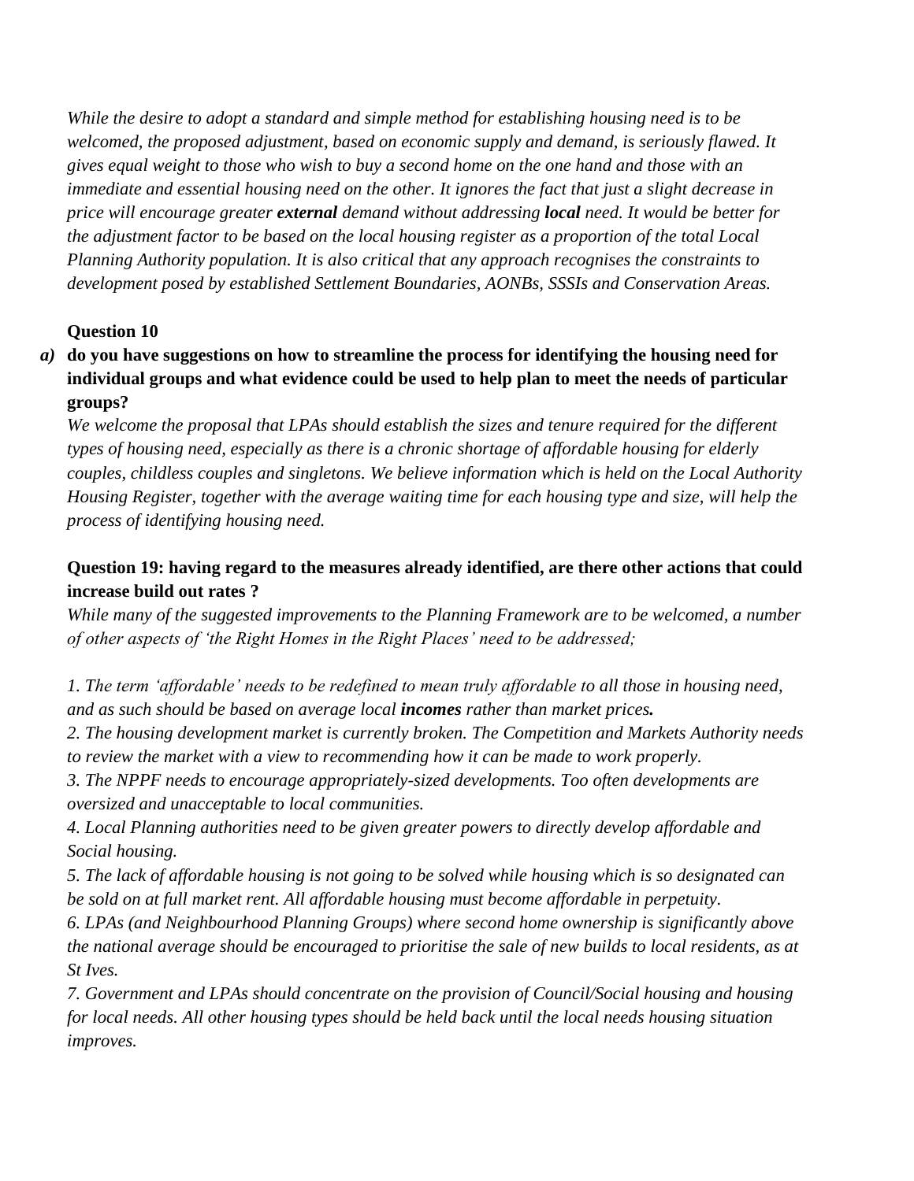*While the desire to adopt a standard and simple method for establishing housing need is to be welcomed, the proposed adjustment, based on economic supply and demand, is seriously flawed. It gives equal weight to those who wish to buy a second home on the one hand and those with an immediate and essential housing need on the other. It ignores the fact that just a slight decrease in price will encourage greater **external** demand without addressing **local** need. It would be better for the adjustment factor to be based on the local housing register as a proportion of the total Local Planning Authority population. It is also critical that any approach recognises the constraints to development posed by established Settlement Boundaries, AONBs, SSSIs and Conservation Areas.*

**Question 10**

*a)* **do you have suggestions on how to streamline the process for identifying the housing need for individual groups and what evidence could be used to help plan to meet the needs of particular groups?**

*We welcome the proposal that LPAs should establish the sizes and tenure required for the different types of housing need, especially as there is a chronic shortage of affordable housing for elderly couples, childless couples and singletons. We believe information which is held on the Local Authority Housing Register, together with the average waiting time for each housing type and size, will help the process of identifying housing need.*

**Question 19: having regard to the measures already identified, are there other actions that could increase build out rates ?**

*While many of the suggested improvements to the Planning Framework are to be welcomed, a number of other aspects of 'the Right Homes in the Right Places' need to be addressed;*

*1. The term 'affordable' needs to be redefined to mean truly affordable to all those in housing need, and as such should be based on average local **incomes** rather than market prices.*

*2. The housing development market is currently broken. The Competition and Markets Authority needs to review the market with a view to recommending how it can be made to work properly.*

*3. The NPPF needs to encourage appropriately-sized developments. Too often developments are oversized and unacceptable to local communities.*

*4. Local Planning authorities need to be given greater powers to directly develop affordable and Social housing.*

*5. The lack of affordable housing is not going to be solved while housing which is so designated can be sold on at full market rent. All affordable housing must become affordable in perpetuity.*

*6. LPAs (and Neighbourhood Planning Groups) where second home ownership is significantly above the national average should be encouraged to prioritise the sale of new builds to local residents, as at St Ives.*

*7. Government and LPAs should concentrate on the provision of Council/Social housing and housing for local needs. All other housing types should be held back until the local needs housing situation improves.*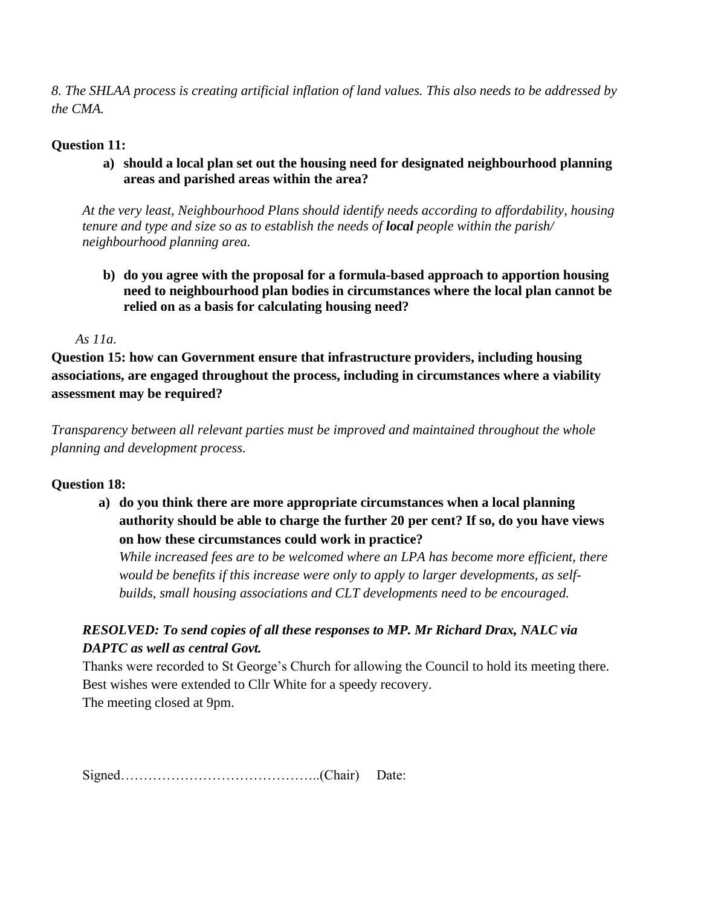*8. The SHLAA process is creating artificial inflation of land values. This also needs to be addressed by the CMA.*

**Question 11:**

a) **should a local plan set out the housing need for designated neighbourhood planning areas and parished areas within the area?**

*At the very least, Neighbourhood Plans should identify needs according to affordability, housing tenure and type and size so as to establish the needs of* ***local*** *people within the parish/ neighbourhood planning area.*

b) **do you agree with the proposal for a formula-based approach to apportion housing need to neighbourhood plan bodies in circumstances where the local plan cannot be relied on as a basis for calculating housing need?**

*As 11a.*

**Question 15: how can Government ensure that infrastructure providers, including housing associations, are engaged throughout the process, including in circumstances where a viability assessment may be required?**

*Transparency between all relevant parties must be improved and maintained throughout the whole planning and development process.*

**Question 18:**

a) **do you think there are more appropriate circumstances when a local planning authority should be able to charge the further 20 per cent? If so, do you have views on how these circumstances could work in practice?**
*While increased fees are to be welcomed where an LPA has become more efficient, there would be benefits if this increase were only to apply to larger developments, as self-builds, small housing associations and CLT developments need to be encouraged.*

***RESOLVED: To send copies of all these responses to MP. Mr Richard Drax, NALC via DAPTC as well as central Govt.***

Thanks were recorded to St George's Church for allowing the Council to hold its meeting there.
Best wishes were extended to Cllr White for a speedy recovery.
The meeting closed at 9pm.

Signed……………………………………..(Chair) Date: